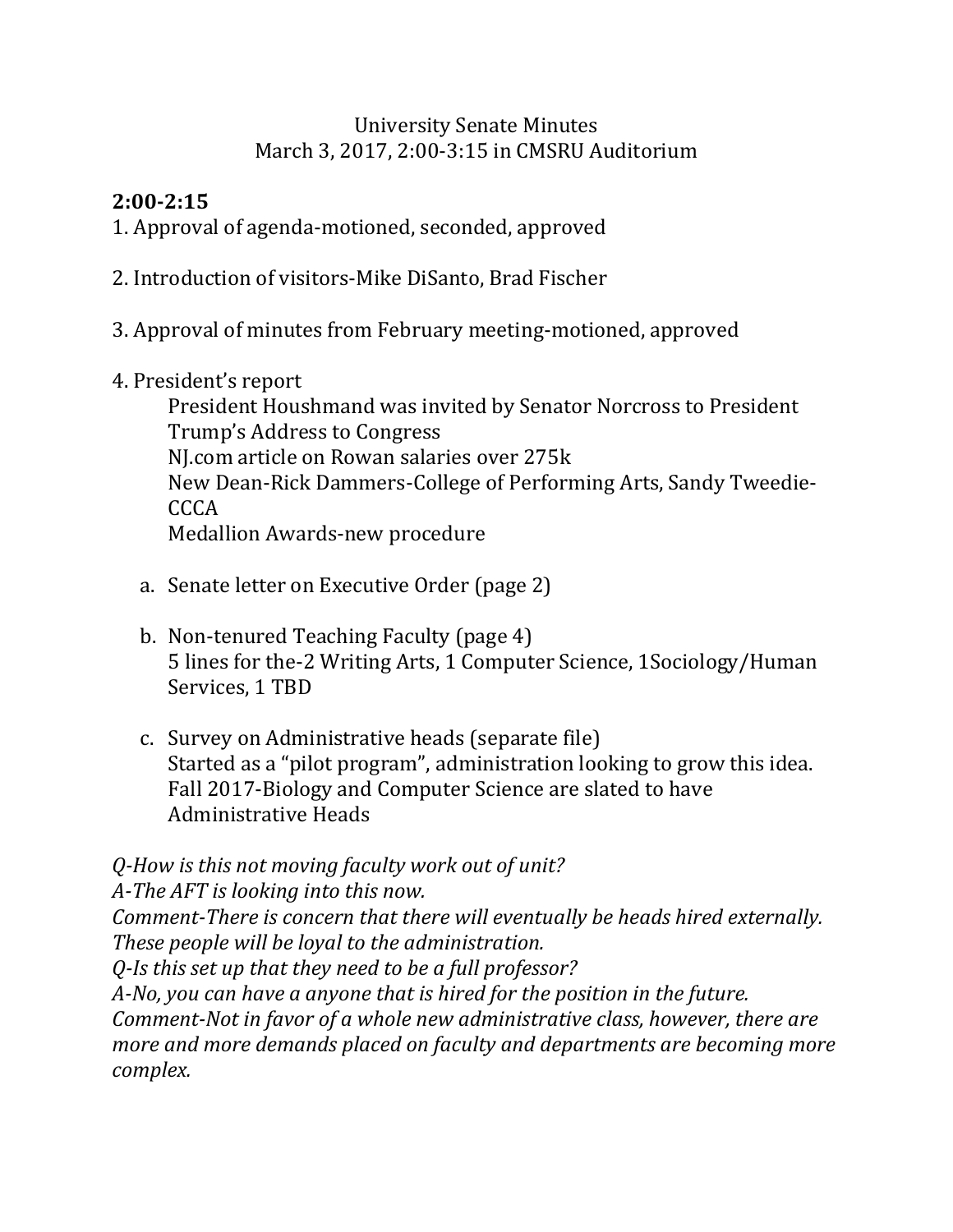University Senate Minutes
March 3, 2017, 2:00-3:15 in CMSRU Auditorium

**2:00-2:15**

1. Approval of agenda-motioned, seconded, approved

2. Introduction of visitors-Mike DiSanto, Brad Fischer

3. Approval of minutes from February meeting-motioned, approved

4. President's report

   President Houshmand was invited by Senator Norcross to President Trump's Address to Congress
   NJ.com article on Rowan salaries over 275k
   New Dean-Rick Dammers-College of Performing Arts, Sandy Tweedie-CCCA
   Medallion Awards-new procedure

   a. Senate letter on Executive Order (page 2)

   b. Non-tenured Teaching Faculty (page 4)
   5 lines for the-2 Writing Arts, 1 Computer Science, 1Sociology/Human Services, 1 TBD

   c. Survey on Administrative heads (separate file)
   Started as a "pilot program", administration looking to grow this idea.
   Fall 2017-Biology and Computer Science are slated to have Administrative Heads

*Q-How is this not moving faculty work out of unit?*
*A-The AFT is looking into this now.*
*Comment-There is concern that there will eventually be heads hired externally. These people will be loyal to the administration.*
*Q-Is this set up that they need to be a full professor?*
*A-No, you can have a anyone that is hired for the position in the future.*
*Comment-Not in favor of a whole new administrative class, however, there are more and more demands placed on faculty and departments are becoming more complex.*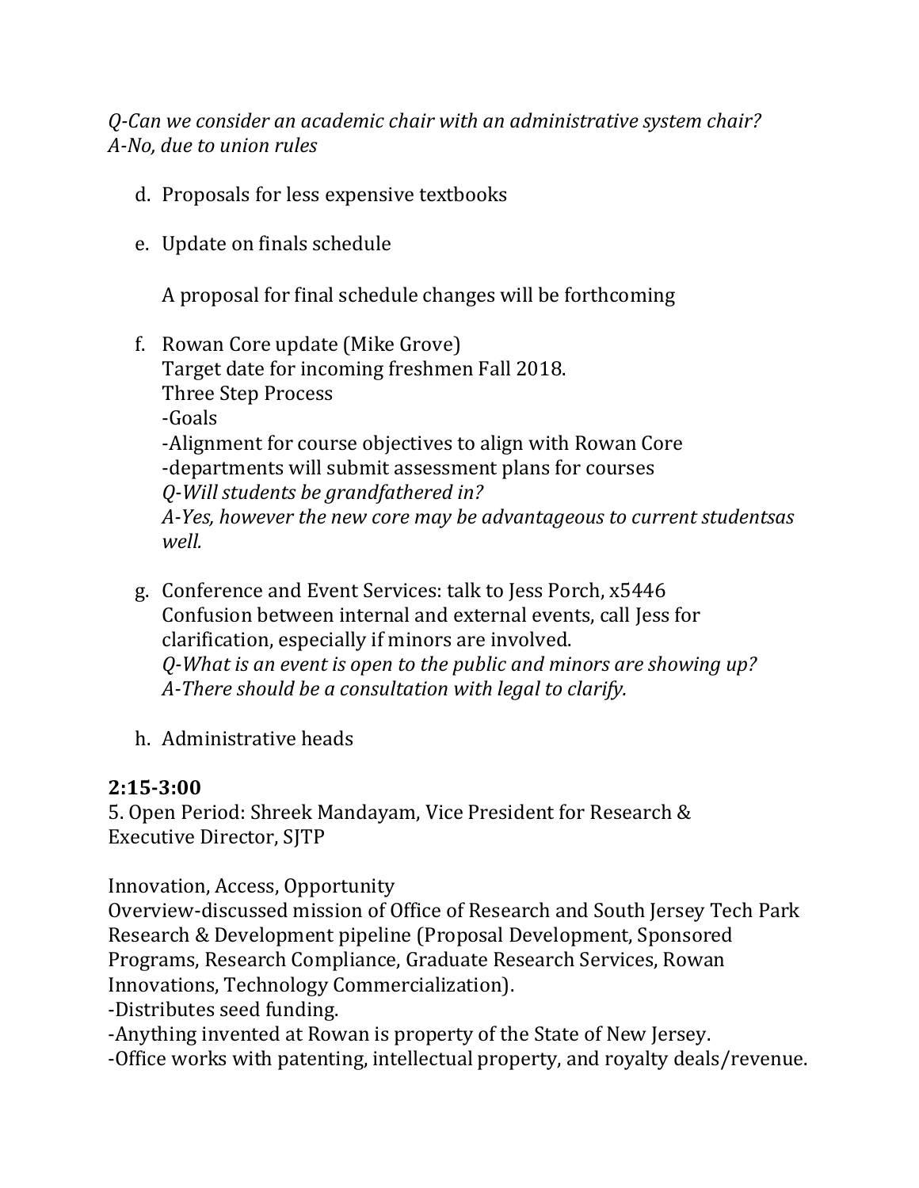*Q-Can we consider an academic chair with an administrative system chair?*
*A-No, due to union rules*

d. Proposals for less expensive textbooks

e. Update on finals schedule

   A proposal for final schedule changes will be forthcoming

f. Rowan Core update (Mike Grove)
   Target date for incoming freshmen Fall 2018.
   Three Step Process
   -Goals
   -Alignment for course objectives to align with Rowan Core
   -departments will submit assessment plans for courses
   *Q-Will students be grandfathered in?*
   *A-Yes, however the new core may be advantageous to current studentsas well.*

g. Conference and Event Services: talk to Jess Porch, x5446
   Confusion between internal and external events, call Jess for clarification, especially if minors are involved.
   *Q-What is an event is open to the public and minors are showing up?*
   *A-There should be a consultation with legal to clarify.*

h. Administrative heads

**2:15-3:00**
5. Open Period: Shreek Mandayam, Vice President for Research & Executive Director, SJTP

Innovation, Access, Opportunity
Overview-discussed mission of Office of Research and South Jersey Tech Park
Research & Development pipeline (Proposal Development, Sponsored Programs, Research Compliance, Graduate Research Services, Rowan Innovations, Technology Commercialization).
-Distributes seed funding.
-Anything invented at Rowan is property of the State of New Jersey.
-Office works with patenting, intellectual property, and royalty deals/revenue.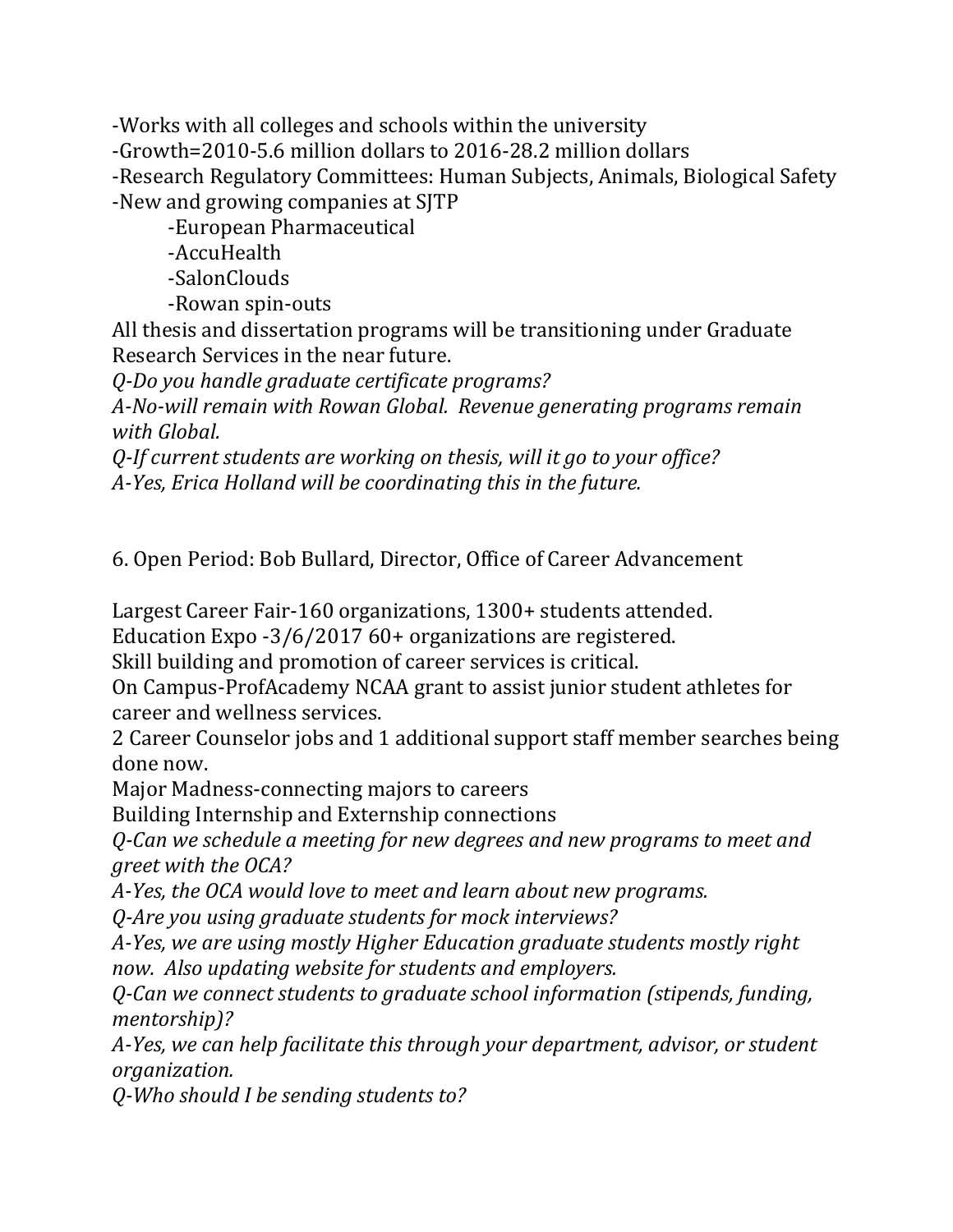-Works with all colleges and schools within the university
-Growth=2010-5.6 million dollars to 2016-28.2 million dollars
-Research Regulatory Committees: Human Subjects, Animals, Biological Safety
-New and growing companies at SJTP
    -European Pharmaceutical
    -AccuHealth
    -SalonClouds
    -Rowan spin-outs

All thesis and dissertation programs will be transitioning under Graduate Research Services in the near future.

*Q-Do you handle graduate certificate programs?*
*A-No-will remain with Rowan Global. Revenue generating programs remain with Global.*
*Q-If current students are working on thesis, will it go to your office?*
*A-Yes, Erica Holland will be coordinating this in the future.*

6. Open Period: Bob Bullard, Director, Office of Career Advancement

Largest Career Fair-160 organizations, 1300+ students attended.
Education Expo -3/6/2017 60+ organizations are registered.
Skill building and promotion of career services is critical.
On Campus-ProfAcademy NCAA grant to assist junior student athletes for career and wellness services.
2 Career Counselor jobs and 1 additional support staff member searches being done now.
Major Madness-connecting majors to careers
Building Internship and Externship connections
*Q-Can we schedule a meeting for new degrees and new programs to meet and greet with the OCA?*
*A-Yes, the OCA would love to meet and learn about new programs.*
*Q-Are you using graduate students for mock interviews?*
*A-Yes, we are using mostly Higher Education graduate students mostly right now. Also updating website for students and employers.*
*Q-Can we connect students to graduate school information (stipends, funding, mentorship)?*
*A-Yes, we can help facilitate this through your department, advisor, or student organization.*
*Q-Who should I be sending students to?*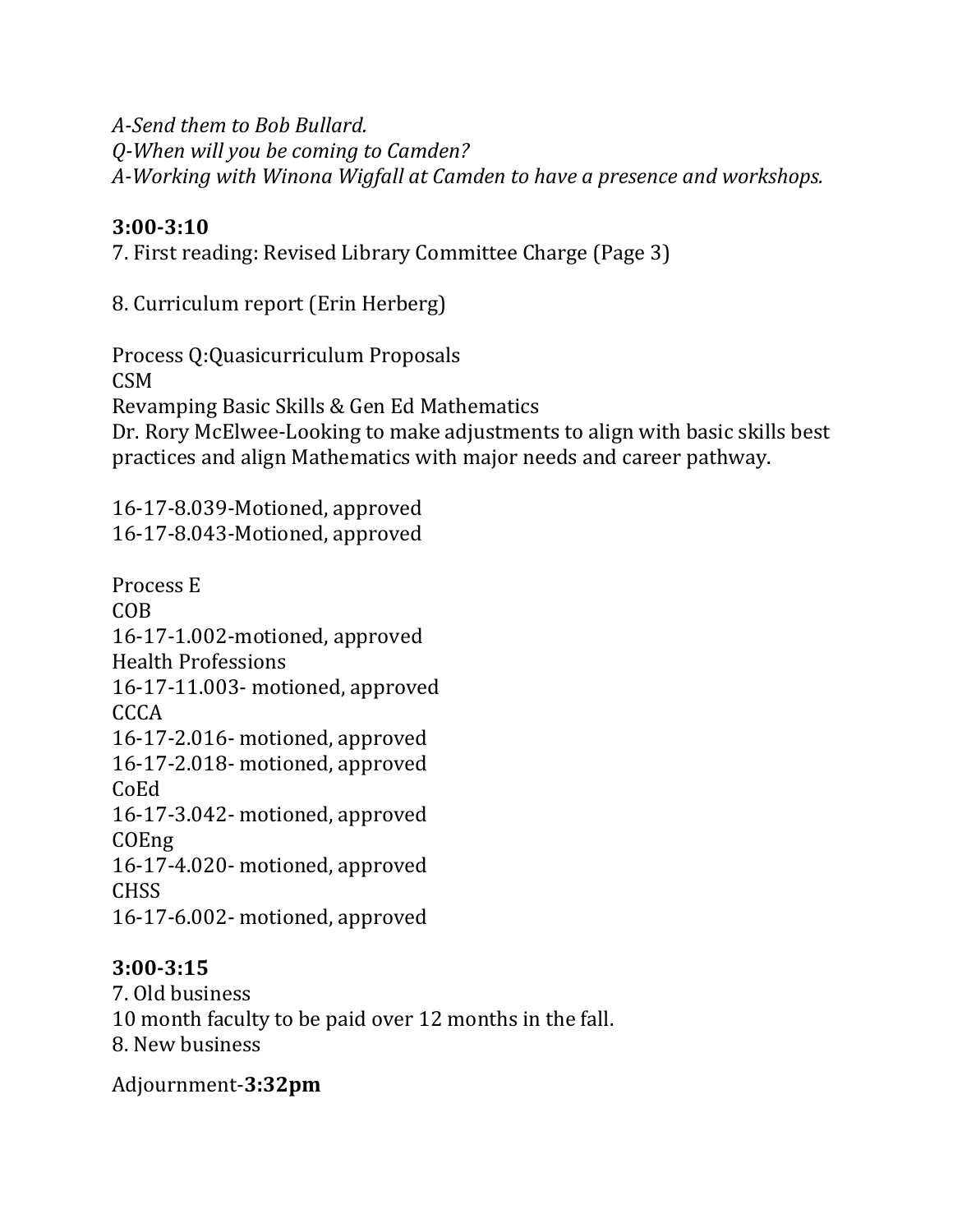*A-Send them to Bob Bullard.*
*Q-When will you be coming to Camden?*
*A-Working with Winona Wigfall at Camden to have a presence and workshops.*

**3:00-3:10**
7. First reading: Revised Library Committee Charge (Page 3)

8. Curriculum report (Erin Herberg)

Process Q:Quasicurriculum Proposals
CSM
Revamping Basic Skills & Gen Ed Mathematics
Dr. Rory McElwee-Looking to make adjustments to align with basic skills best practices and align Mathematics with major needs and career pathway.

16-17-8.039-Motioned, approved
16-17-8.043-Motioned, approved

Process E
COB
16-17-1.002-motioned, approved
Health Professions
16-17-11.003- motioned, approved
CCCA
16-17-2.016- motioned, approved
16-17-2.018- motioned, approved
CoEd
16-17-3.042- motioned, approved
COEng
16-17-4.020- motioned, approved
CHSS
16-17-6.002- motioned, approved

**3:00-3:15**
7. Old business
10 month faculty to be paid over 12 months in the fall.
8. New business

Adjournment-**3:32pm**